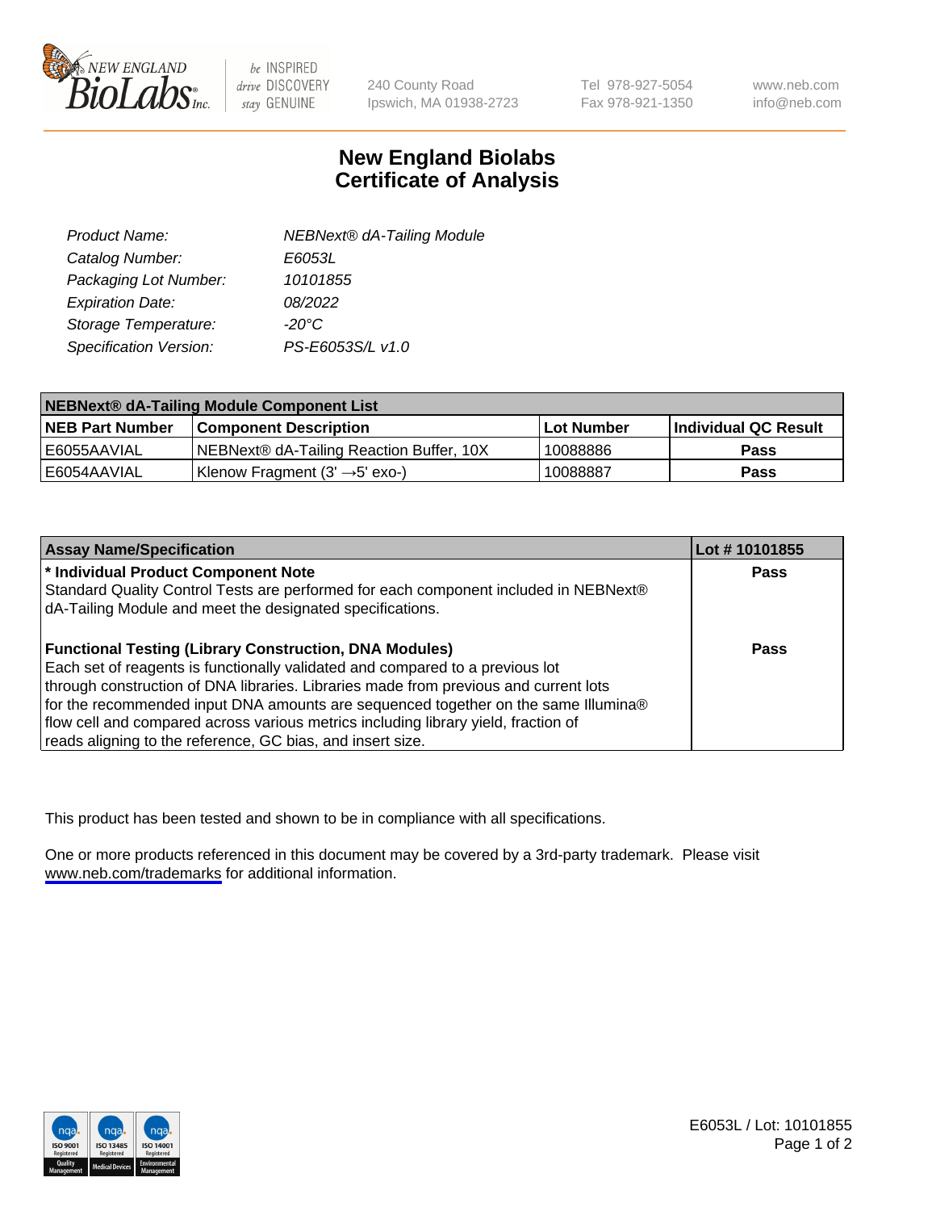New England BioLabs Inc. — be INSPIRED drive DISCOVERY stay GENUINE

240 County Road
Ipswich, MA 01938-2723

Tel 978-927-5054
Fax 978-921-1350

www.neb.com
info@neb.com

# New England Biolabs
# Certificate of Analysis

| | |
|---|---|
| *Product Name:* | *NEBNext® dA-Tailing Module* |
| *Catalog Number:* | *E6053L* |
| *Packaging Lot Number:* | *10101855* |
| *Expiration Date:* | *08/2022* |
| *Storage Temperature:* | *-20°C* |
| *Specification Version:* | *PS-E6053S/L v1.0* |

| **NEBNext® dA-Tailing Module Component List** | | | |
|---|---|---|---|
| **NEB Part Number** | **Component Description** | **Lot Number** | **Individual QC Result** |
| E6055AAVIAL | NEBNext® dA-Tailing Reaction Buffer, 10X | 10088886 | **Pass** |
| E6054AAVIAL | Klenow Fragment (3' →5' exo-) | 10088887 | **Pass** |

| **Assay Name/Specification** | **Lot # 10101855** |
|---|---|
| **\* Individual Product Component Note**<br>Standard Quality Control Tests are performed for each component included in NEBNext® dA-Tailing Module and meet the designated specifications. | **Pass** |
| **Functional Testing (Library Construction, DNA Modules)**<br>Each set of reagents is functionally validated and compared to a previous lot through construction of DNA libraries. Libraries made from previous and current lots for the recommended input DNA amounts are sequenced together on the same Illumina® flow cell and compared across various metrics including library yield, fraction of reads aligning to the reference, GC bias, and insert size. | **Pass** |

This product has been tested and shown to be in compliance with all specifications.

One or more products referenced in this document may be covered by a 3rd-party trademark. Please visit www.neb.com/trademarks for additional information.

nqa ISO 9001 Registered Quality Management | nqa ISO 13485 Registered Medical Devices | nqa ISO 14001 Registered Environmental Management

E6053L / Lot: 10101855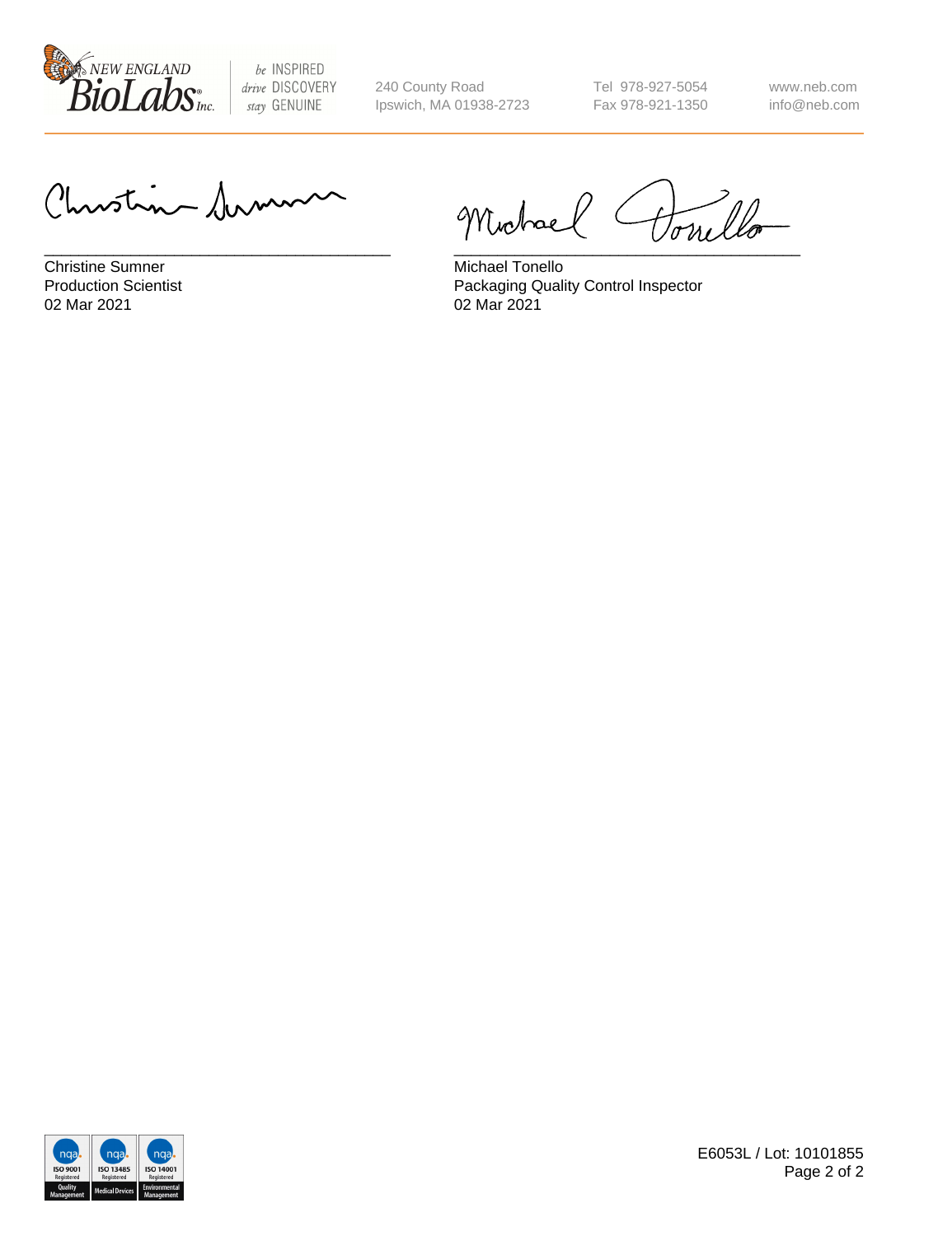240 County Road
Ipswich, MA 01938-2723

Tel 978-927-5054
Fax 978-921-1350

www.neb.com
info@neb.com

\_\_\_\_\_\_\_\_\_\_\_\_\_\_\_\_\_\_\_\_\_\_\_\_\_\_\_\_\_\_\_\_\_\_\_\_\_\_\_\_

Christine Sumner
Production Scientist
02 Mar 2021

\_\_\_\_\_\_\_\_\_\_\_\_\_\_\_\_\_\_\_\_\_\_\_\_\_\_\_\_\_\_\_\_\_\_\_\_\_\_\_\_

Michael Tonello
Packaging Quality Control Inspector
02 Mar 2021

E6053L / Lot: 10101855